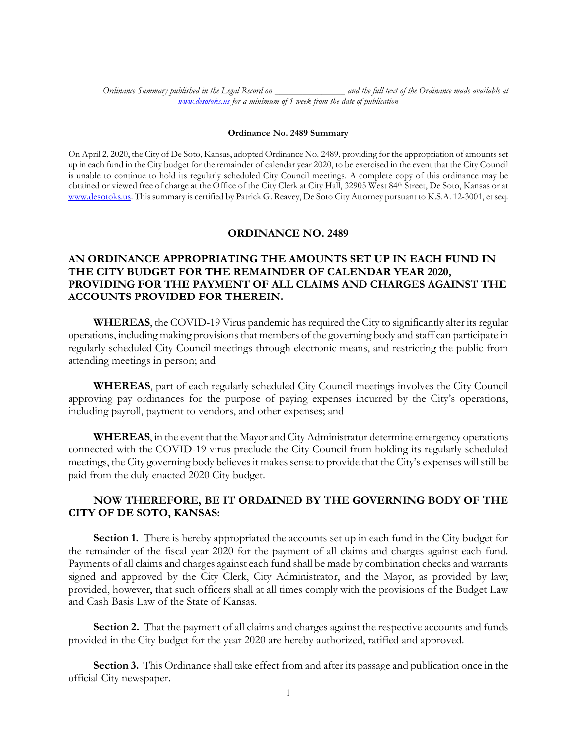*Ordinance Summary published in the Legal Record on _______________ and the full text of the Ordinance made available at [www.desotoks.us](www.desotoks.us) for a minimum of 1 week from the date of publication*

**Ordinance No. 2489 Summary**

On April 2, 2020, the City of De Soto, Kansas, adopted Ordinance No. 2489, providing for the appropriation of amounts set up in each fund in the City budget for the remainder of calendar year 2020, to be exercised in the event that the City Council is unable to continue to hold its regularly scheduled City Council meetings. A complete copy of this ordinance may be obtained or viewed free of charge at the Office of the City Clerk at City Hall, 32905 West 84th Street, De Soto, Kansas or at [www.desotoks.us](www.desotoks.us). This summary is certified by Patrick G. Reavey, De Soto City Attorney pursuant to K.S.A. 12-3001, et seq.

# ORDINANCE NO. 2489

## AN ORDINANCE APPROPRIATING THE AMOUNTS SET UP IN EACH FUND IN THE CITY BUDGET FOR THE REMAINDER OF CALENDAR YEAR 2020, PROVIDING FOR THE PAYMENT OF ALL CLAIMS AND CHARGES AGAINST THE ACCOUNTS PROVIDED FOR THEREIN.

**WHEREAS**, the COVID-19 Virus pandemic has required the City to significantly alter its regular operations, including making provisions that members of the governing body and staff can participate in regularly scheduled City Council meetings through electronic means, and restricting the public from attending meetings in person; and

**WHEREAS**, part of each regularly scheduled City Council meetings involves the City Council approving pay ordinances for the purpose of paying expenses incurred by the City's operations, including payroll, payment to vendors, and other expenses; and

**WHEREAS**, in the event that the Mayor and City Administrator determine emergency operations connected with the COVID-19 virus preclude the City Council from holding its regularly scheduled meetings, the City governing body believes it makes sense to provide that the City's expenses will still be paid from the duly enacted 2020 City budget.

## NOW THEREFORE, BE IT ORDAINED BY THE GOVERNING BODY OF THE CITY OF DE SOTO, KANSAS:

**Section 1.** There is hereby appropriated the accounts set up in each fund in the City budget for the remainder of the fiscal year 2020 for the payment of all claims and charges against each fund. Payments of all claims and charges against each fund shall be made by combination checks and warrants signed and approved by the City Clerk, City Administrator, and the Mayor, as provided by law; provided, however, that such officers shall at all times comply with the provisions of the Budget Law and Cash Basis Law of the State of Kansas.

**Section 2.** That the payment of all claims and charges against the respective accounts and funds provided in the City budget for the year 2020 are hereby authorized, ratified and approved.

**Section 3.** This Ordinance shall take effect from and after its passage and publication once in the official City newspaper.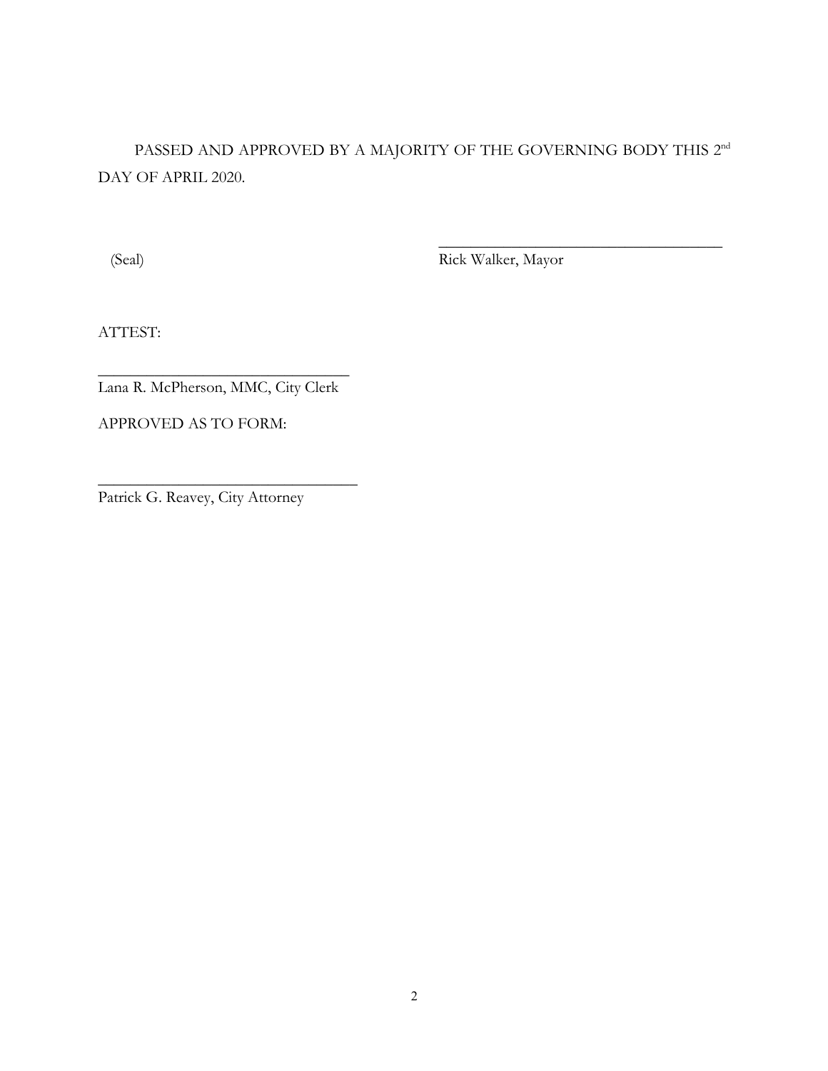PASSED AND APPROVED BY A MAJORITY OF THE GOVERNING BODY THIS 2nd DAY OF APRIL 2020.

(Seal)

____________________________________
Rick Walker, Mayor

ATTEST:

________________________________
Lana R. McPherson, MMC, City Clerk

APPROVED AS TO FORM:

________________________________
Patrick G. Reavey, City Attorney